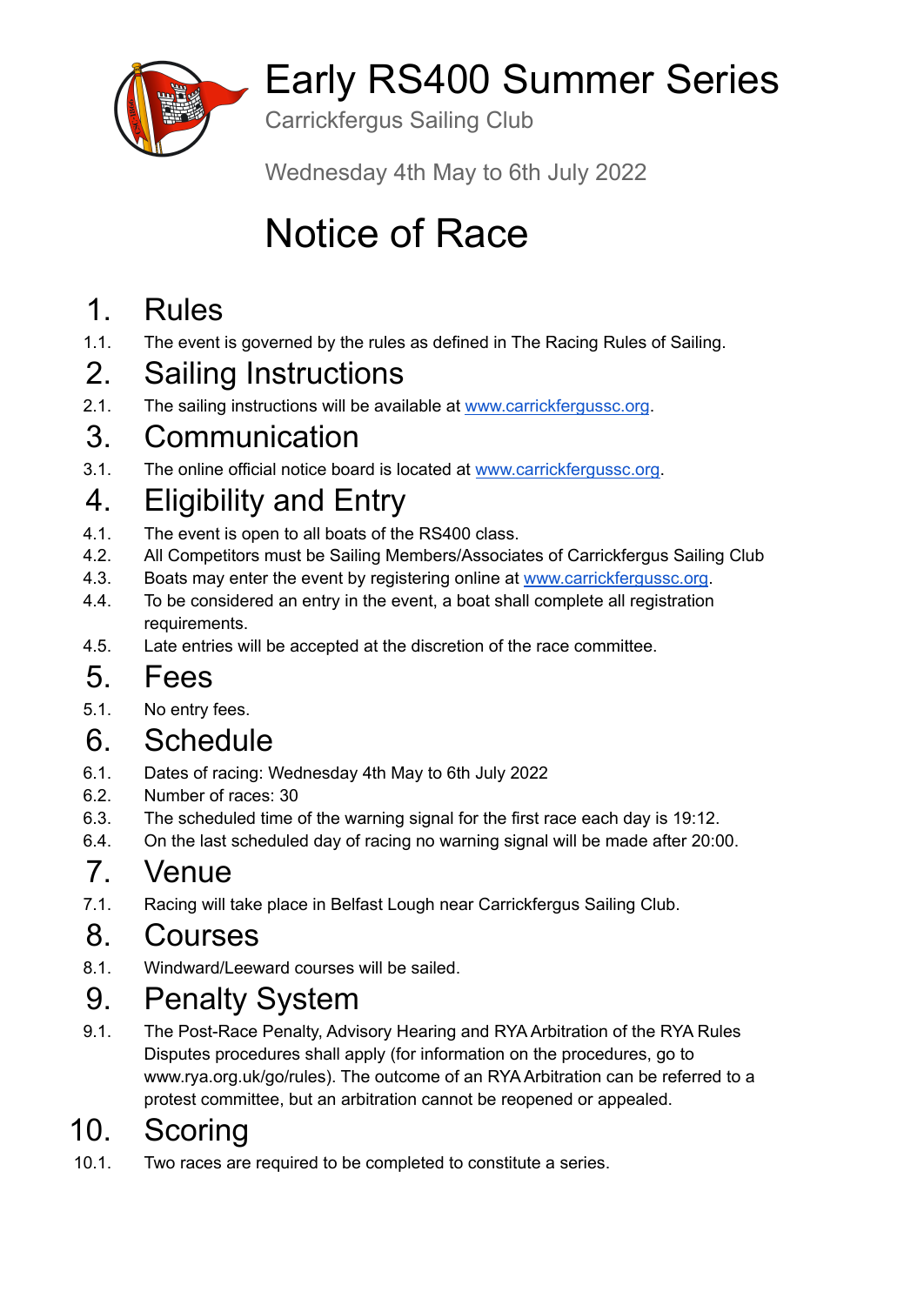# Early RS400 Summer Series

Carrickfergus Sailing Club

Wednesday 4th May to 6th July 2022

# Notice of Race

## 1. Rules

1.1. The event is governed by the rules as defined in The Racing Rules of Sailing.

## 2. Sailing Instructions

2.1. The sailing instructions will be available at www.carrickfergussc.org.

## 3. Communication

3.1. The online official notice board is located at www.carrickfergussc.org.

## 4. Eligibility and Entry

4.1. The event is open to all boats of the RS400 class.

4.2. All Competitors must be Sailing Members/Associates of Carrickfergus Sailing Club

4.3. Boats may enter the event by registering online at www.carrickfergussc.org.

4.4. To be considered an entry in the event, a boat shall complete all registration requirements.

4.5. Late entries will be accepted at the discretion of the race committee.

## 5. Fees

5.1. No entry fees.

## 6. Schedule

6.1. Dates of racing: Wednesday 4th May to 6th July 2022

6.2. Number of races: 30

6.3. The scheduled time of the warning signal for the first race each day is 19:12.

6.4. On the last scheduled day of racing no warning signal will be made after 20:00.

## 7. Venue

7.1. Racing will take place in Belfast Lough near Carrickfergus Sailing Club.

## 8. Courses

8.1. Windward/Leeward courses will be sailed.

## 9. Penalty System

9.1. The Post-Race Penalty, Advisory Hearing and RYA Arbitration of the RYA Rules Disputes procedures shall apply (for information on the procedures, go to www.rya.org.uk/go/rules). The outcome of an RYA Arbitration can be referred to a protest committee, but an arbitration cannot be reopened or appealed.

## 10. Scoring

10.1. Two races are required to be completed to constitute a series.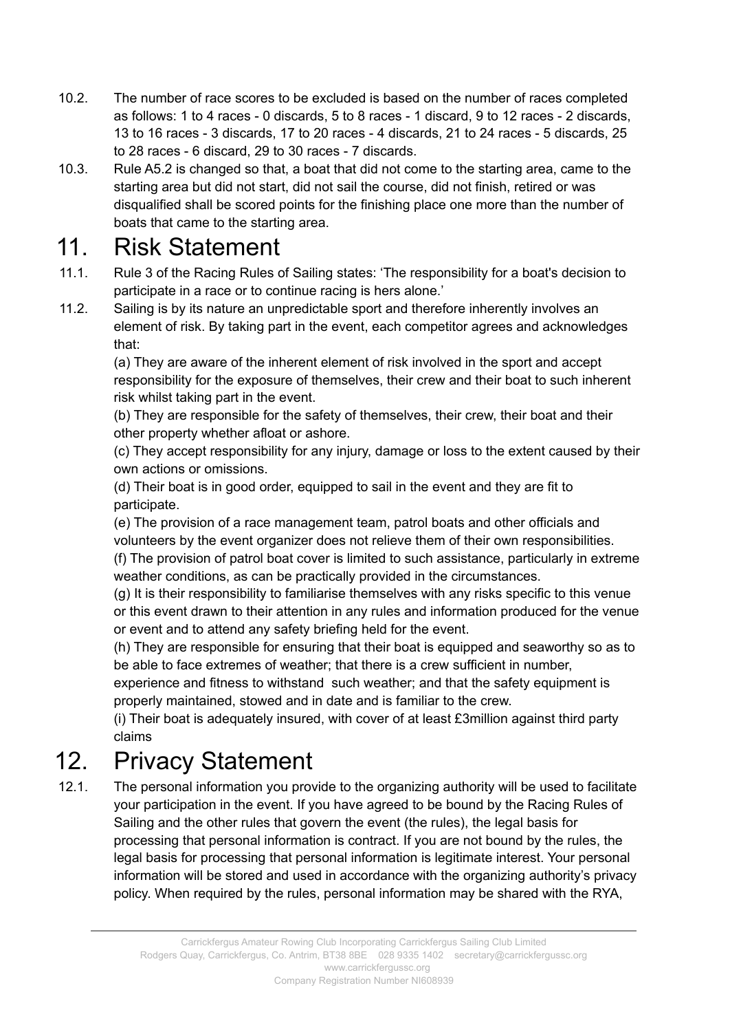10.2. The number of race scores to be excluded is based on the number of races completed as follows: 1 to 4 races - 0 discards, 5 to 8 races - 1 discard, 9 to 12 races - 2 discards, 13 to 16 races - 3 discards, 17 to 20 races - 4 discards, 21 to 24 races - 5 discards, 25 to 28 races - 6 discard, 29 to 30 races - 7 discards.

10.3. Rule A5.2 is changed so that, a boat that did not come to the starting area, came to the starting area but did not start, did not sail the course, did not finish, retired or was disqualified shall be scored points for the finishing place one more than the number of boats that came to the starting area.

# 11. Risk Statement

11.1. Rule 3 of the Racing Rules of Sailing states: 'The responsibility for a boat's decision to participate in a race or to continue racing is hers alone.'

11.2. Sailing is by its nature an unpredictable sport and therefore inherently involves an element of risk. By taking part in the event, each competitor agrees and acknowledges that:

(a) They are aware of the inherent element of risk involved in the sport and accept responsibility for the exposure of themselves, their crew and their boat to such inherent risk whilst taking part in the event.

(b) They are responsible for the safety of themselves, their crew, their boat and their other property whether afloat or ashore.

(c) They accept responsibility for any injury, damage or loss to the extent caused by their own actions or omissions.

(d) Their boat is in good order, equipped to sail in the event and they are fit to participate.

(e) The provision of a race management team, patrol boats and other officials and volunteers by the event organizer does not relieve them of their own responsibilities.

(f) The provision of patrol boat cover is limited to such assistance, particularly in extreme weather conditions, as can be practically provided in the circumstances.

(g) It is their responsibility to familiarise themselves with any risks specific to this venue or this event drawn to their attention in any rules and information produced for the venue or event and to attend any safety briefing held for the event.

(h) They are responsible for ensuring that their boat is equipped and seaworthy so as to be able to face extremes of weather; that there is a crew sufficient in number, experience and fitness to withstand such weather; and that the safety equipment is properly maintained, stowed and in date and is familiar to the crew.

(i) Their boat is adequately insured, with cover of at least £3million against third party claims

# 12. Privacy Statement

12.1. The personal information you provide to the organizing authority will be used to facilitate your participation in the event. If you have agreed to be bound by the Racing Rules of Sailing and the other rules that govern the event (the rules), the legal basis for processing that personal information is contract. If you are not bound by the rules, the legal basis for processing that personal information is legitimate interest. Your personal information will be stored and used in accordance with the organizing authority's privacy policy. When required by the rules, personal information may be shared with the RYA,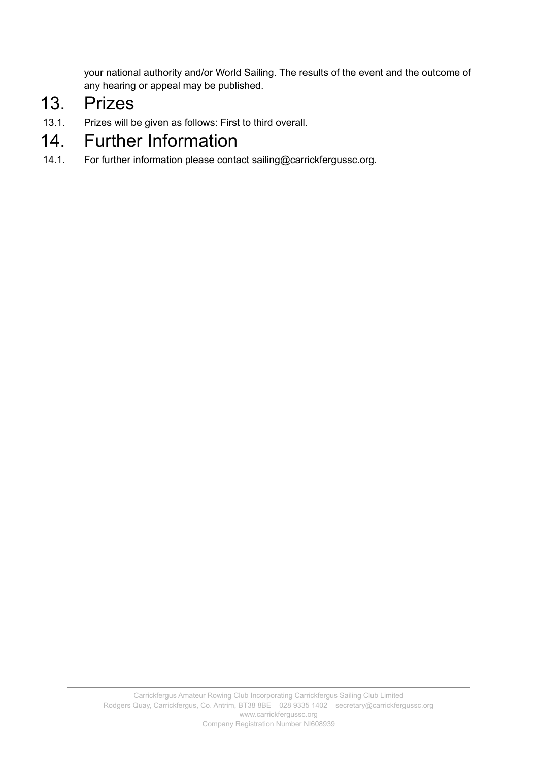your national authority and/or World Sailing. The results of the event and the outcome of any hearing or appeal may be published.

# 13. Prizes

13.1. Prizes will be given as follows: First to third overall.

# 14. Further Information

14.1. For further information please contact sailing@carrickfergussc.org.